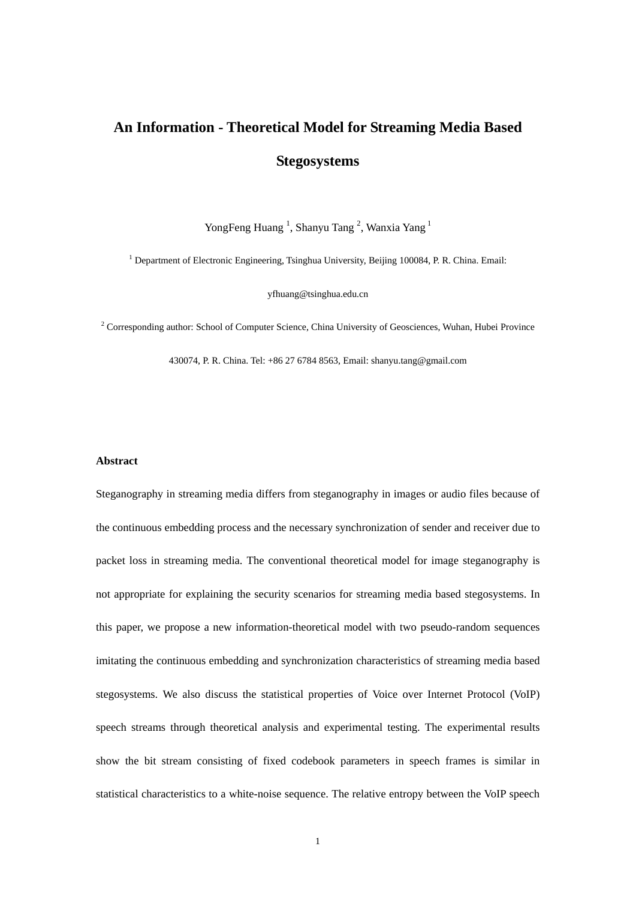# An Information - Theoretical Model for Streaming Media Based Stegosystems

YongFeng Huang [1], Shanyu Tang [2], Wanxia Yang [1]

[1] Department of Electronic Engineering, Tsinghua University, Beijing 100084, P. R. China. Email: yfhuang@tsinghua.edu.cn

[2] Corresponding author: School of Computer Science, China University of Geosciences, Wuhan, Hubei Province 430074, P. R. China. Tel: +86 27 6784 8563, Email: shanyu.tang@gmail.com

## Abstract

Steganography in streaming media differs from steganography in images or audio files because of the continuous embedding process and the necessary synchronization of sender and receiver due to packet loss in streaming media. The conventional theoretical model for image steganography is not appropriate for explaining the security scenarios for streaming media based stegosystems. In this paper, we propose a new information-theoretical model with two pseudo-random sequences imitating the continuous embedding and synchronization characteristics of streaming media based stegosystems. We also discuss the statistical properties of Voice over Internet Protocol (VoIP) speech streams through theoretical analysis and experimental testing. The experimental results show the bit stream consisting of fixed codebook parameters in speech frames is similar in statistical characteristics to a white-noise sequence. The relative entropy between the VoIP speech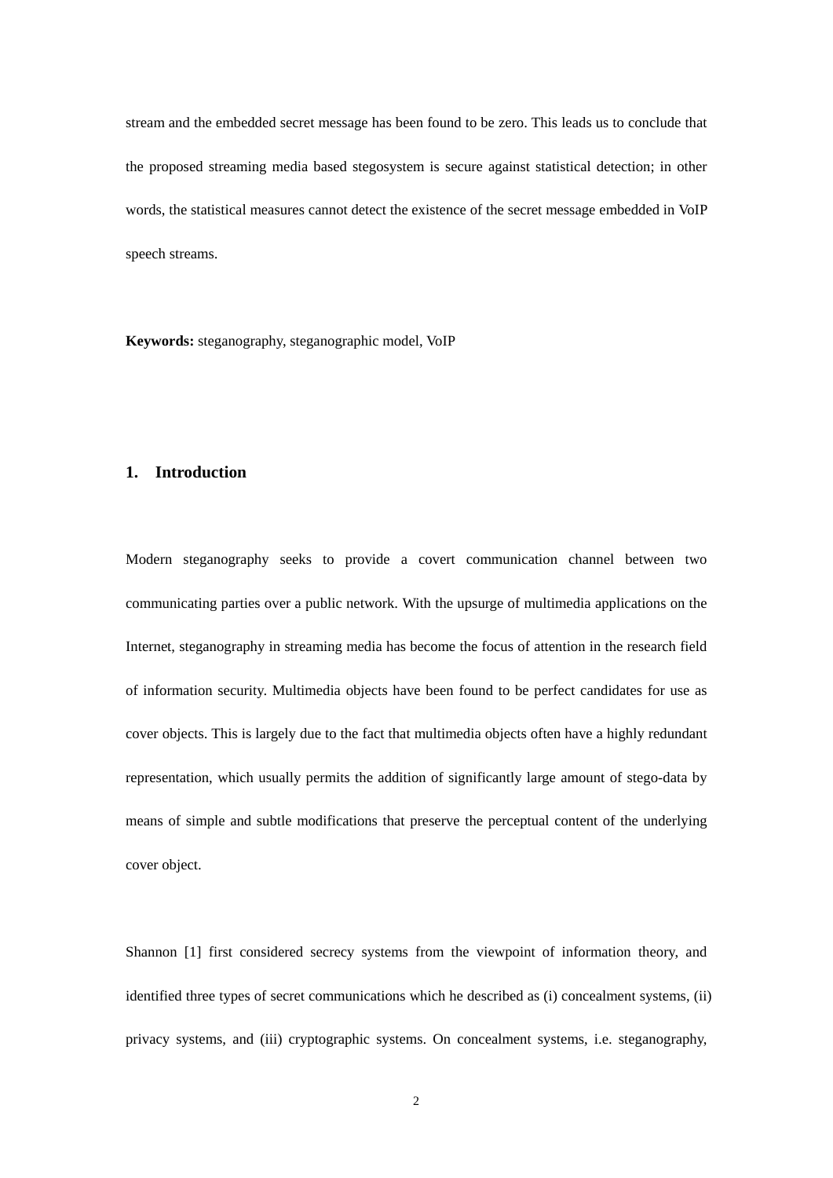stream and the embedded secret message has been found to be zero. This leads us to conclude that the proposed streaming media based stegosystem is secure against statistical detection; in other words, the statistical measures cannot detect the existence of the secret message embedded in VoIP speech streams.

**Keywords:** steganography, steganographic model, VoIP

## 1. Introduction

Modern steganography seeks to provide a covert communication channel between two communicating parties over a public network. With the upsurge of multimedia applications on the Internet, steganography in streaming media has become the focus of attention in the research field of information security. Multimedia objects have been found to be perfect candidates for use as cover objects. This is largely due to the fact that multimedia objects often have a highly redundant representation, which usually permits the addition of significantly large amount of stego-data by means of simple and subtle modifications that preserve the perceptual content of the underlying cover object.

Shannon [1] first considered secrecy systems from the viewpoint of information theory, and identified three types of secret communications which he described as (i) concealment systems, (ii) privacy systems, and (iii) cryptographic systems. On concealment systems, i.e. steganography,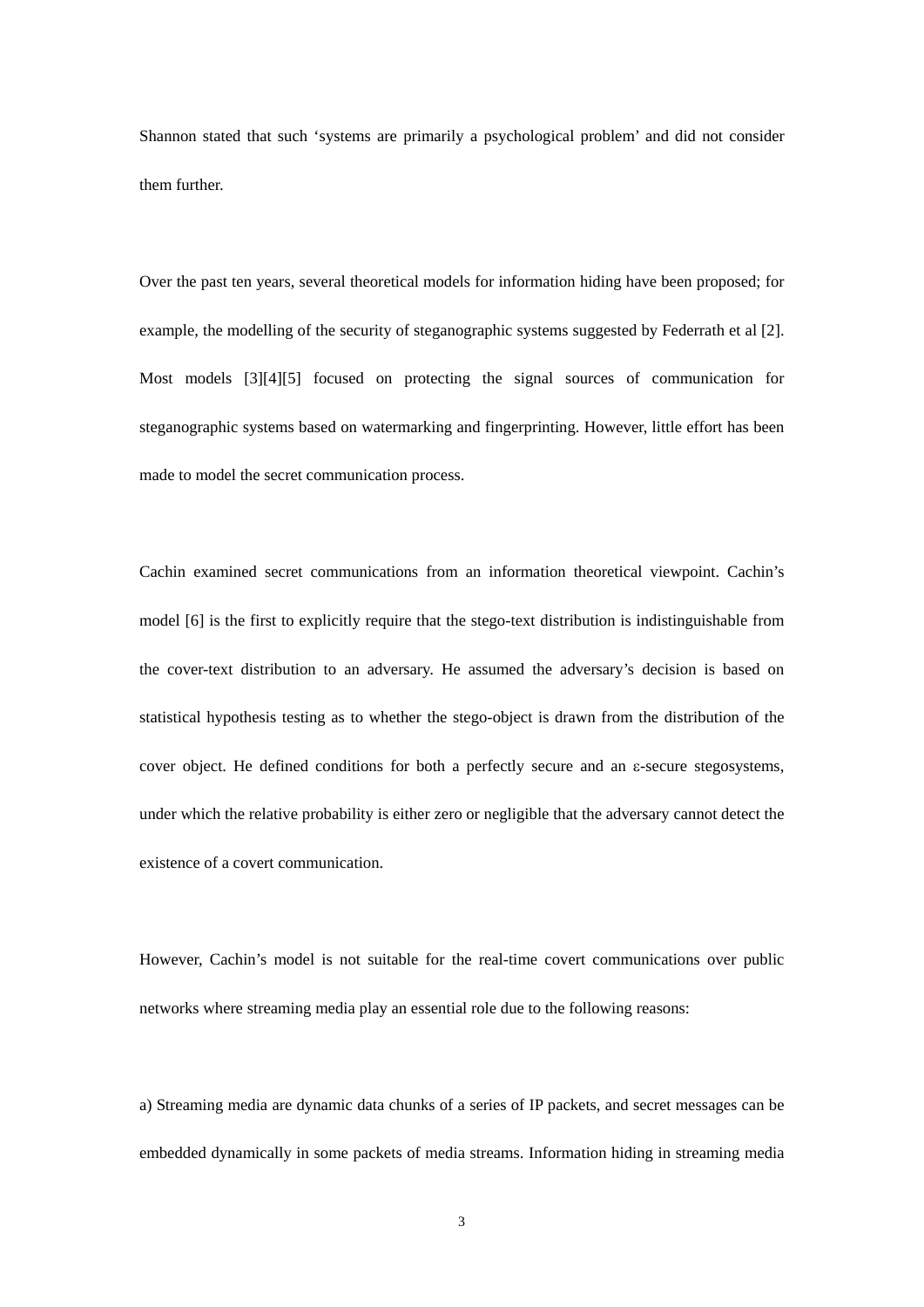Shannon stated that such ‘systems are primarily a psychological problem’ and did not consider them further.

Over the past ten years, several theoretical models for information hiding have been proposed; for example, the modelling of the security of steganographic systems suggested by Federrath et al [2]. Most models [3][4][5] focused on protecting the signal sources of communication for steganographic systems based on watermarking and fingerprinting. However, little effort has been made to model the secret communication process.

Cachin examined secret communications from an information theoretical viewpoint. Cachin’s model [6] is the first to explicitly require that the stego-text distribution is indistinguishable from the cover-text distribution to an adversary. He assumed the adversary’s decision is based on statistical hypothesis testing as to whether the stego-object is drawn from the distribution of the cover object. He defined conditions for both a perfectly secure and an $\varepsilon$-secure stegosystems, under which the relative probability is either zero or negligible that the adversary cannot detect the existence of a covert communication.

However, Cachin’s model is not suitable for the real-time covert communications over public networks where streaming media play an essential role due to the following reasons:

a) Streaming media are dynamic data chunks of a series of IP packets, and secret messages can be embedded dynamically in some packets of media streams. Information hiding in streaming media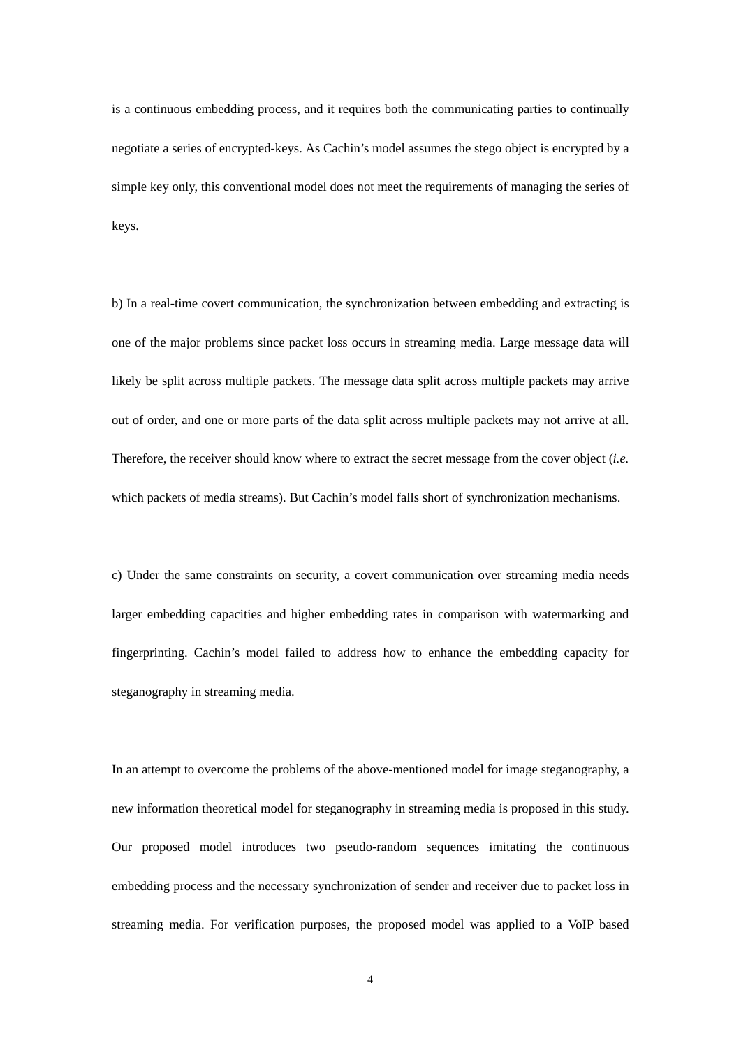is a continuous embedding process, and it requires both the communicating parties to continually negotiate a series of encrypted-keys. As Cachin's model assumes the stego object is encrypted by a simple key only, this conventional model does not meet the requirements of managing the series of keys.

b) In a real-time covert communication, the synchronization between embedding and extracting is one of the major problems since packet loss occurs in streaming media. Large message data will likely be split across multiple packets. The message data split across multiple packets may arrive out of order, and one or more parts of the data split across multiple packets may not arrive at all. Therefore, the receiver should know where to extract the secret message from the cover object (*i.e.* which packets of media streams). But Cachin's model falls short of synchronization mechanisms.

c) Under the same constraints on security, a covert communication over streaming media needs larger embedding capacities and higher embedding rates in comparison with watermarking and fingerprinting. Cachin's model failed to address how to enhance the embedding capacity for steganography in streaming media.

In an attempt to overcome the problems of the above-mentioned model for image steganography, a new information theoretical model for steganography in streaming media is proposed in this study. Our proposed model introduces two pseudo-random sequences imitating the continuous embedding process and the necessary synchronization of sender and receiver due to packet loss in streaming media. For verification purposes, the proposed model was applied to a VoIP based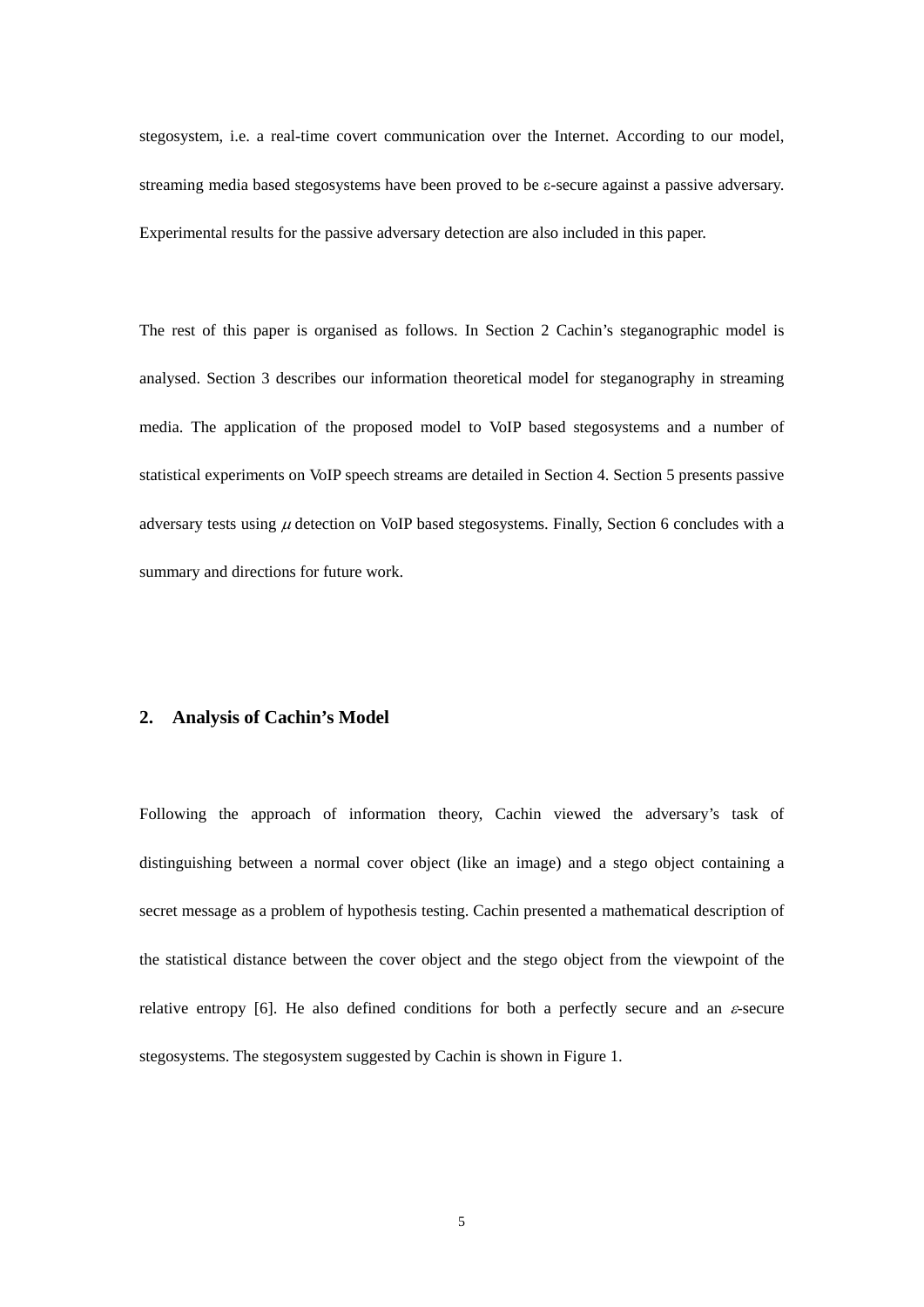stegosystem, i.e. a real-time covert communication over the Internet. According to our model, streaming media based stegosystems have been proved to be ε-secure against a passive adversary. Experimental results for the passive adversary detection are also included in this paper.

The rest of this paper is organised as follows. In Section 2 Cachin's steganographic model is analysed. Section 3 describes our information theoretical model for steganography in streaming media. The application of the proposed model to VoIP based stegosystems and a number of statistical experiments on VoIP speech streams are detailed in Section 4. Section 5 presents passive adversary tests using $\mu$ detection on VoIP based stegosystems. Finally, Section 6 concludes with a summary and directions for future work.

## 2. Analysis of Cachin's Model

Following the approach of information theory, Cachin viewed the adversary's task of distinguishing between a normal cover object (like an image) and a stego object containing a secret message as a problem of hypothesis testing. Cachin presented a mathematical description of the statistical distance between the cover object and the stego object from the viewpoint of the relative entropy [6]. He also defined conditions for both a perfectly secure and an $\varepsilon$-secure stegosystems. The stegosystem suggested by Cachin is shown in Figure 1.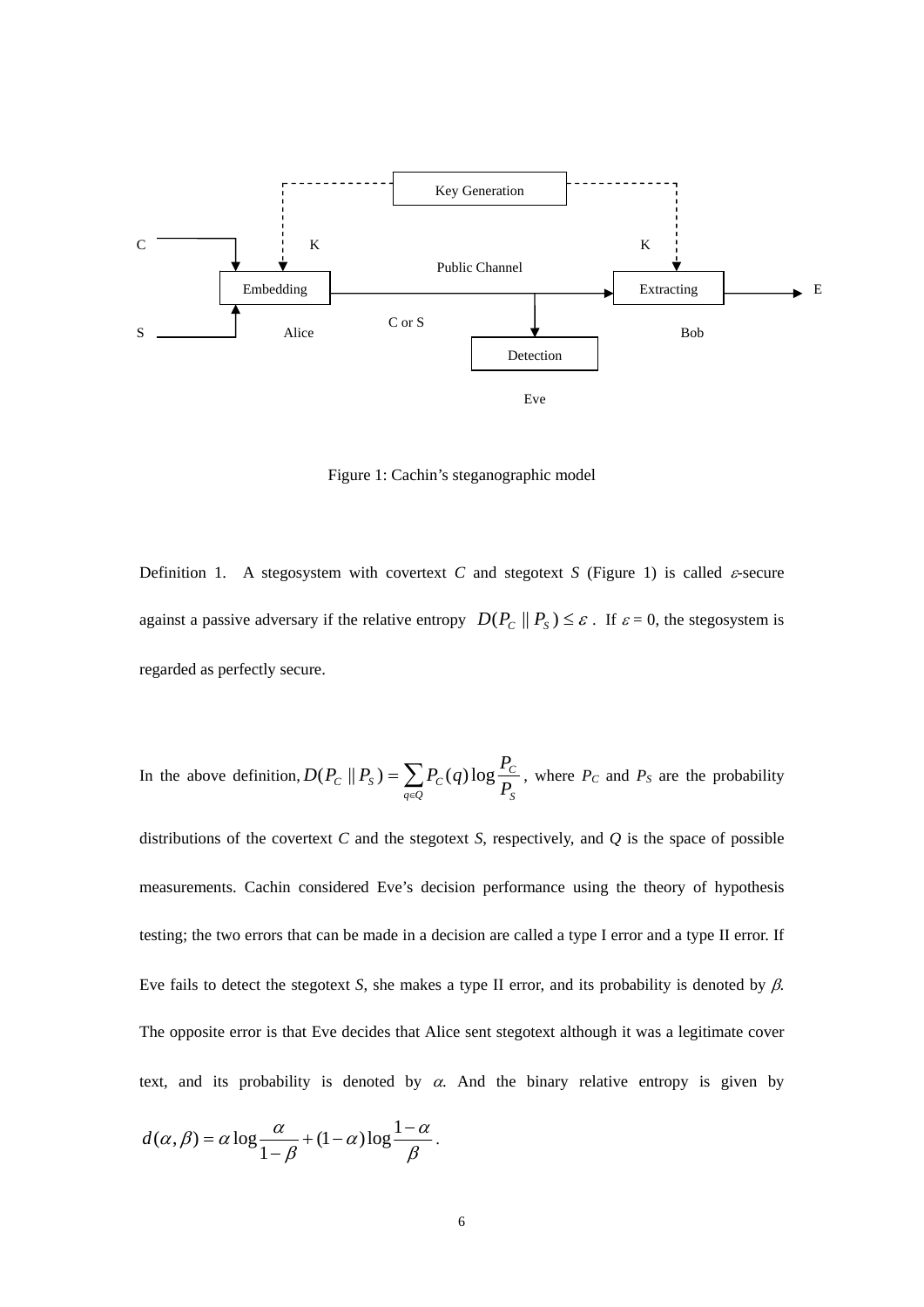Figure 1: Cachin's steganographic model

Definition 1. A stegosystem with covertext *C* and stegotext *S* (Figure 1) is called $\varepsilon$-secure against a passive adversary if the relative entropy $D(P_C \| P_S) \le \varepsilon$. If $\varepsilon = 0$, the stegosystem is regarded as perfectly secure.

In the above definition, $D(P_C \| P_S) = \sum_{q \in Q} P_C(q) \log \frac{P_C}{P_S}$, where $P_C$ and $P_S$ are the probability distributions of the covertext *C* and the stegotext *S*, respectively, and *Q* is the space of possible measurements. Cachin considered Eve's decision performance using the theory of hypothesis testing; the two errors that can be made in a decision are called a type I error and a type II error. If Eve fails to detect the stegotext *S*, she makes a type II error, and its probability is denoted by $\beta$. The opposite error is that Eve decides that Alice sent stegotext although it was a legitimate cover text, and its probability is denoted by $\alpha$. And the binary relative entropy is given by $d(\alpha, \beta) = \alpha \log \frac{\alpha}{1-\beta} + (1-\alpha) \log \frac{1-\alpha}{\beta}$.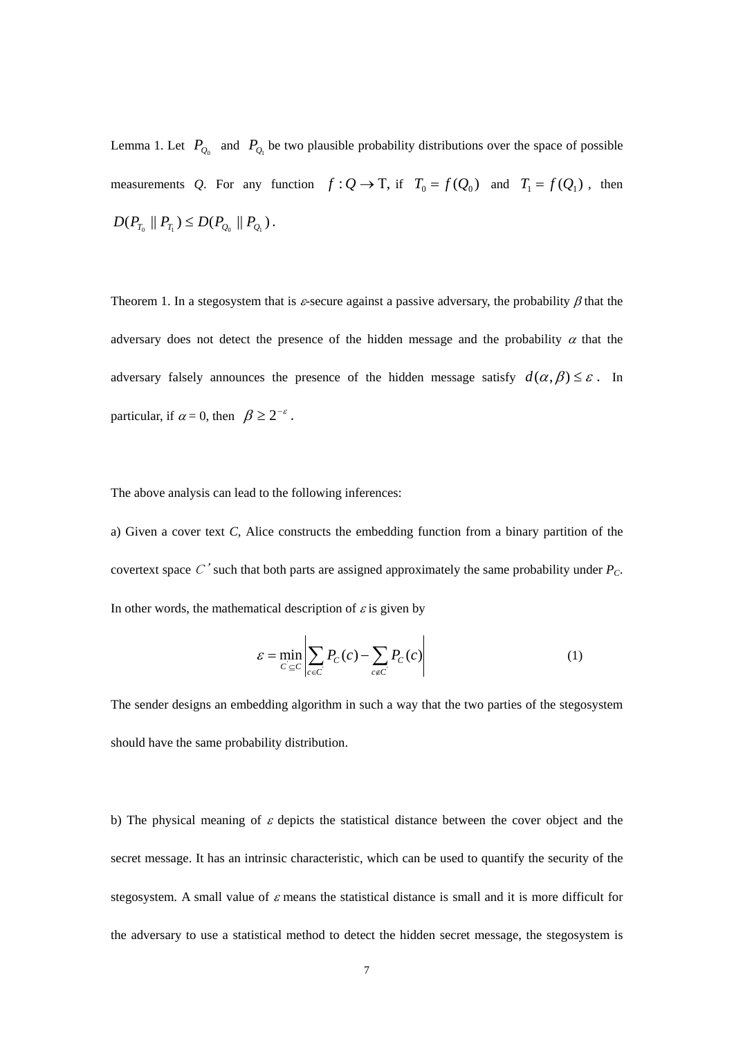Lemma 1. Let $P_{Q_0}$ and $P_{Q_1}$ be two plausible probability distributions over the space of possible measurements *Q*. For any function $f : Q \to \mathrm{T}$, if $T_0 = f(Q_0)$ and $T_1 = f(Q_1)$, then $D(P_{T_0} \| P_{T_1}) \le D(P_{Q_0} \| P_{Q_1})$.

Theorem 1. In a stegosystem that is $\varepsilon$-secure against a passive adversary, the probability $\beta$ that the adversary does not detect the presence of the hidden message and the probability $\alpha$ that the adversary falsely announces the presence of the hidden message satisfy $d(\alpha, \beta) \le \varepsilon$. In particular, if $\alpha = 0$, then $\beta \ge 2^{-\varepsilon}$.

The above analysis can lead to the following inferences:

a) Given a cover text *C*, Alice constructs the embedding function from a binary partition of the covertext space $C'$ such that both parts are assigned approximately the same probability under $P_C$. In other words, the mathematical description of $\varepsilon$ is given by

$$\varepsilon = \min_{C' \subseteq C} \left| \sum_{c \in C'} P_C(c) - \sum_{c \notin C'} P_C(c) \right| \tag{1}$$

The sender designs an embedding algorithm in such a way that the two parties of the stegosystem should have the same probability distribution.

b) The physical meaning of $\varepsilon$ depicts the statistical distance between the cover object and the secret message. It has an intrinsic characteristic, which can be used to quantify the security of the stegosystem. A small value of $\varepsilon$ means the statistical distance is small and it is more difficult for the adversary to use a statistical method to detect the hidden secret message, the stegosystem is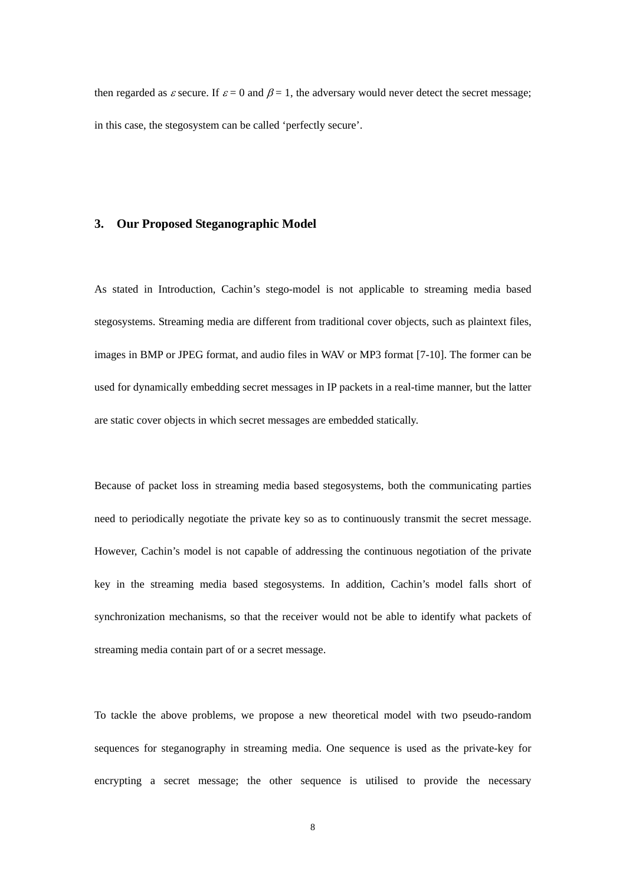then regarded as $\varepsilon$ secure. If $\varepsilon = 0$ and $\beta = 1$, the adversary would never detect the secret message; in this case, the stegosystem can be called 'perfectly secure'.

## 3. Our Proposed Steganographic Model

As stated in Introduction, Cachin's stego-model is not applicable to streaming media based stegosystems. Streaming media are different from traditional cover objects, such as plaintext files, images in BMP or JPEG format, and audio files in WAV or MP3 format [7-10]. The former can be used for dynamically embedding secret messages in IP packets in a real-time manner, but the latter are static cover objects in which secret messages are embedded statically.

Because of packet loss in streaming media based stegosystems, both the communicating parties need to periodically negotiate the private key so as to continuously transmit the secret message. However, Cachin's model is not capable of addressing the continuous negotiation of the private key in the streaming media based stegosystems. In addition, Cachin's model falls short of synchronization mechanisms, so that the receiver would not be able to identify what packets of streaming media contain part of or a secret message.

To tackle the above problems, we propose a new theoretical model with two pseudo-random sequences for steganography in streaming media. One sequence is used as the private-key for encrypting a secret message; the other sequence is utilised to provide the necessary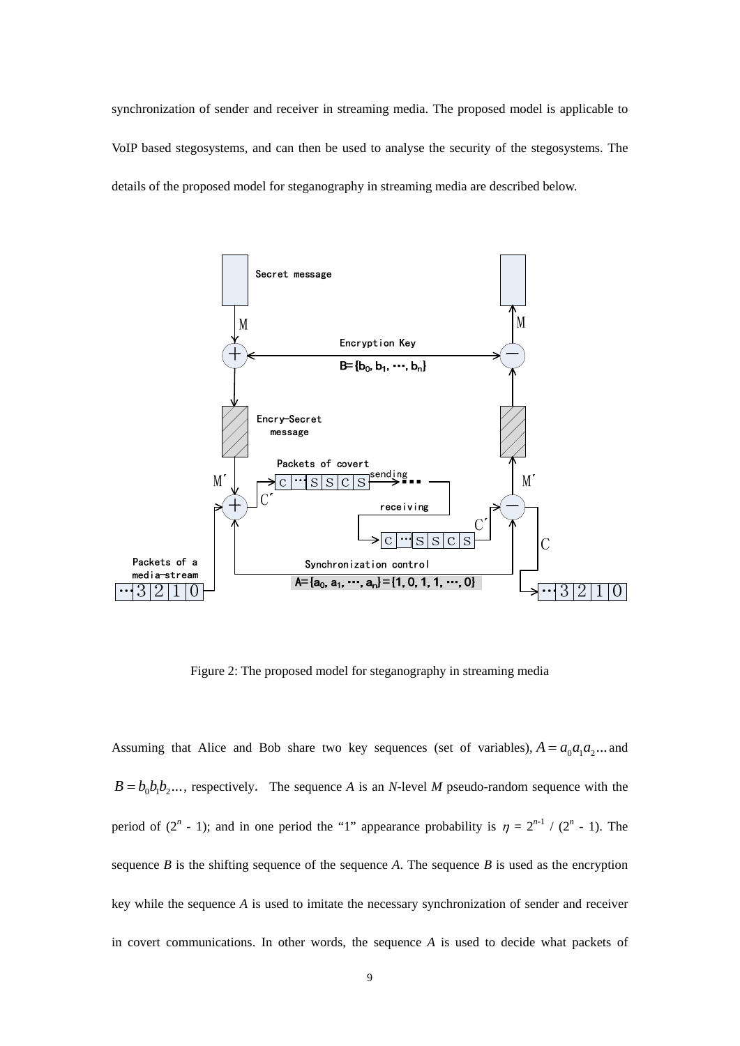synchronization of sender and receiver in streaming media. The proposed model is applicable to VoIP based stegosystems, and can then be used to analyse the security of the stegosystems. The details of the proposed model for steganography in streaming media are described below.

Figure 2: The proposed model for steganography in streaming media

Assuming that Alice and Bob share two key sequences (set of variables), $A = a_0 a_1 a_2 ...$ and $B = b_0 b_1 b_2 ...$, respectively. The sequence *A* is an *N*-level *M* pseudo-random sequence with the period of ($2^n$ - 1); and in one period the "1" appearance probability is $\eta = 2^{n-1} / (2^n - 1)$. The sequence *B* is the shifting sequence of the sequence *A*. The sequence *B* is used as the encryption key while the sequence *A* is used to imitate the necessary synchronization of sender and receiver in covert communications. In other words, the sequence *A* is used to decide what packets of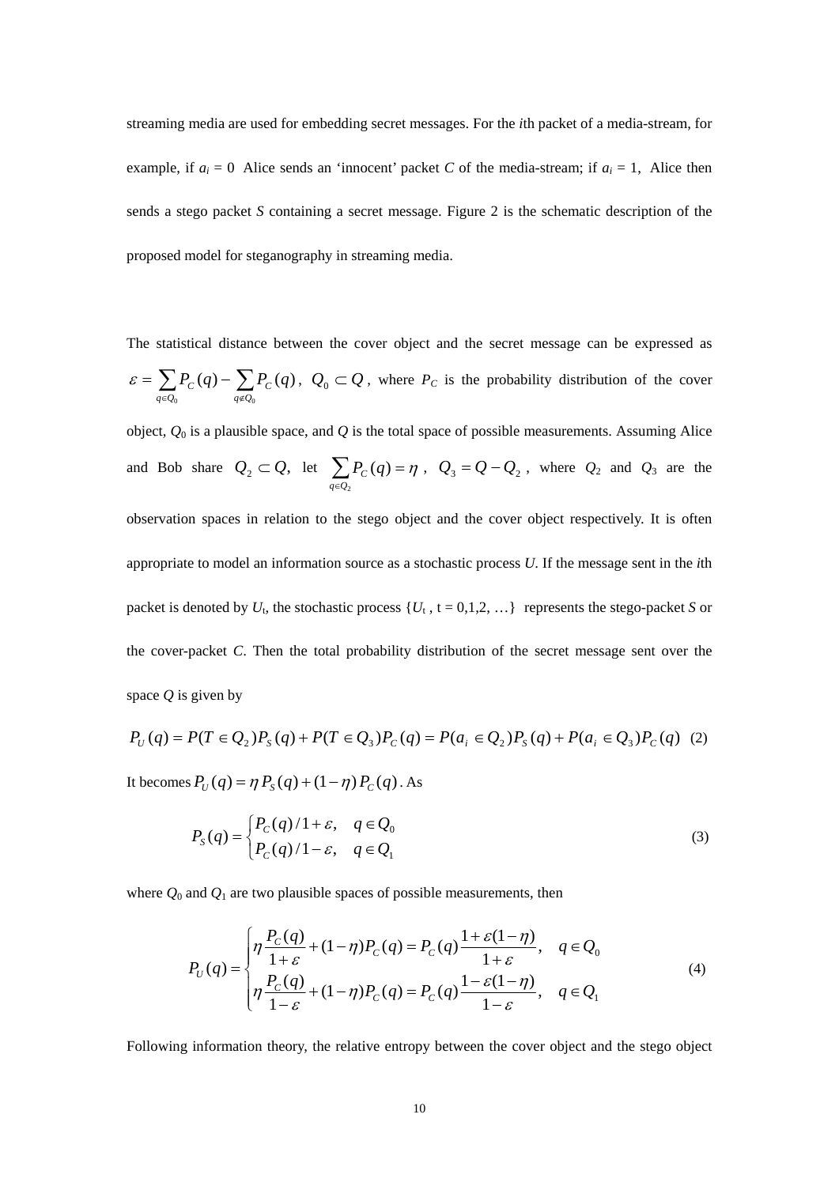streaming media are used for embedding secret messages. For the *i*th packet of a media-stream, for example, if $a_i = 0$ Alice sends an 'innocent' packet *C* of the media-stream; if $a_i = 1$, Alice then sends a stego packet *S* containing a secret message. Figure 2 is the schematic description of the proposed model for steganography in streaming media.

The statistical distance between the cover object and the secret message can be expressed as $\varepsilon = \sum_{q \in Q_0} P_C(q) - \sum_{q \notin Q_0} P_C(q)$, $Q_0 \subset Q$, where $P_C$ is the probability distribution of the cover object, $Q_0$ is a plausible space, and $Q$ is the total space of possible measurements. Assuming Alice and Bob share $Q_2 \subset Q$, let $\sum_{q \in Q_2} P_C(q) = \eta$, $Q_3 = Q - Q_2$, where $Q_2$ and $Q_3$ are the observation spaces in relation to the stego object and the cover object respectively. It is often appropriate to model an information source as a stochastic process *U*. If the message sent in the *i*th packet is denoted by $U_t$, the stochastic process $\{U_t, \, t = 0,1,2, \ldots\}$ represents the stego-packet *S* or the cover-packet *C*. Then the total probability distribution of the secret message sent over the space *Q* is given by

$$P_U(q) = P(T \in Q_2)P_S(q) + P(T \in Q_3)P_C(q) = P(a_i \in Q_2)P_S(q) + P(a_i \in Q_3)P_C(q) \quad (2)$$

It becomes $P_U(q) = \eta\, P_S(q) + (1-\eta)\, P_C(q)$. As

$$P_S(q) = \begin{cases} P_C(q)/1+\varepsilon, & q \in Q_0 \\ P_C(q)/1-\varepsilon, & q \in Q_1 \end{cases} \quad (3)$$

where $Q_0$ and $Q_1$ are two plausible spaces of possible measurements, then

$$P_U(q) = \begin{cases} \eta \dfrac{P_C(q)}{1+\varepsilon} + (1-\eta)P_C(q) = P_C(q)\dfrac{1+\varepsilon(1-\eta)}{1+\varepsilon}, & q \in Q_0 \\ \eta \dfrac{P_C(q)}{1-\varepsilon} + (1-\eta)P_C(q) = P_C(q)\dfrac{1-\varepsilon(1-\eta)}{1-\varepsilon}, & q \in Q_1 \end{cases} \quad (4)$$

Following information theory, the relative entropy between the cover object and the stego object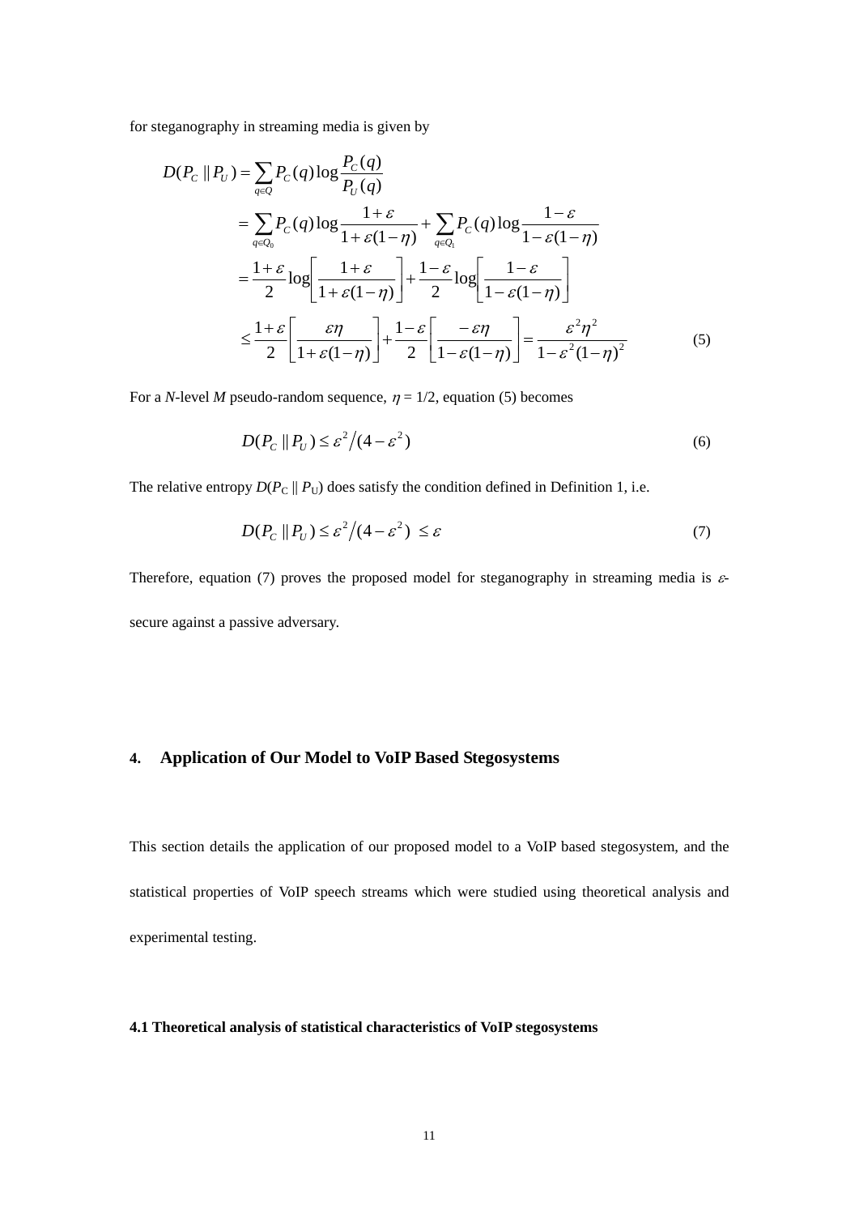for steganography in streaming media is given by

$$
\begin{aligned}
D(P_C \parallel P_U) &= \sum_{q \in Q} P_C(q) \log \frac{P_C(q)}{P_U(q)} \\
&= \sum_{q \in Q_0} P_C(q) \log \frac{1+\varepsilon}{1+\varepsilon(1-\eta)} + \sum_{q \in Q_1} P_C(q) \log \frac{1-\varepsilon}{1-\varepsilon(1-\eta)} \\
&= \frac{1+\varepsilon}{2} \log\left[\frac{1+\varepsilon}{1+\varepsilon(1-\eta)}\right] + \frac{1-\varepsilon}{2} \log\left[\frac{1-\varepsilon}{1-\varepsilon(1-\eta)}\right] \\
&\le \frac{1+\varepsilon}{2}\left[\frac{\varepsilon\eta}{1+\varepsilon(1-\eta)}\right] + \frac{1-\varepsilon}{2}\left[\frac{-\varepsilon\eta}{1-\varepsilon(1-\eta)}\right] = \frac{\varepsilon^2\eta^2}{1-\varepsilon^2(1-\eta)^2}
\end{aligned} \tag{5}
$$

For a *N*-level *M* pseudo-random sequence, $\eta = 1/2$, equation (5) becomes

$$
D(P_C \parallel P_U) \le \varepsilon^2 / (4 - \varepsilon^2) \tag{6}
$$

The relative entropy $D(P_C \parallel P_U)$ does satisfy the condition defined in Definition 1, i.e.

$$
D(P_C \parallel P_U) \le \varepsilon^2 / (4 - \varepsilon^2) \le \varepsilon \tag{7}
$$

Therefore, equation (7) proves the proposed model for steganography in streaming media is $\varepsilon$-secure against a passive adversary.

## 4. Application of Our Model to VoIP Based Stegosystems

This section details the application of our proposed model to a VoIP based stegosystem, and the statistical properties of VoIP speech streams which were studied using theoretical analysis and experimental testing.

### 4.1 Theoretical analysis of statistical characteristics of VoIP stegosystems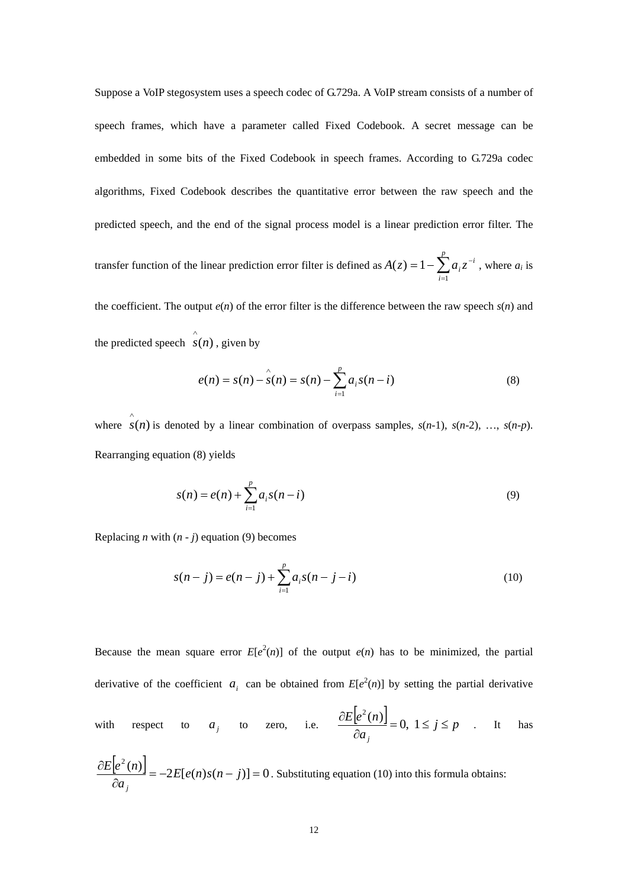Suppose a VoIP stegosystem uses a speech codec of G.729a. A VoIP stream consists of a number of speech frames, which have a parameter called Fixed Codebook. A secret message can be embedded in some bits of the Fixed Codebook in speech frames. According to G.729a codec algorithms, Fixed Codebook describes the quantitative error between the raw speech and the predicted speech, and the end of the signal process model is a linear prediction error filter. The transfer function of the linear prediction error filter is defined as $A(z) = 1 - \sum_{i=1}^{p} a_i z^{-i}$, where $a_i$ is the coefficient. The output $e(n)$ of the error filter is the difference between the raw speech $s(n)$ and the predicted speech $\hat{s}(n)$, given by

$$e(n) = s(n) - \hat{s}(n) = s(n) - \sum_{i=1}^{p} a_i s(n-i) \tag{8}$$

where $\hat{s}(n)$ is denoted by a linear combination of overpass samples, $s(n\text{-}1)$, $s(n\text{-}2)$, …, $s(n\text{-}p)$. Rearranging equation (8) yields

$$s(n) = e(n) + \sum_{i=1}^{p} a_i s(n-i) \tag{9}$$

Replacing $n$ with $(n - j)$ equation (9) becomes

$$s(n-j) = e(n-j) + \sum_{i=1}^{p} a_i s(n-j-i) \tag{10}$$

Because the mean square error $E[e^2(n)]$ of the output $e(n)$ has to be minimized, the partial derivative of the coefficient $a_i$ can be obtained from $E[e^2(n)]$ by setting the partial derivative with respect to $a_j$ to zero, i.e. $\frac{\partial E\left[e^2(n)\right]}{\partial a_j} = 0,\ 1 \le j \le p$ . It has $\frac{\partial E\left[e^2(n)\right]}{\partial a_j} = -2E[e(n)s(n-j)] = 0$. Substituting equation (10) into this formula obtains: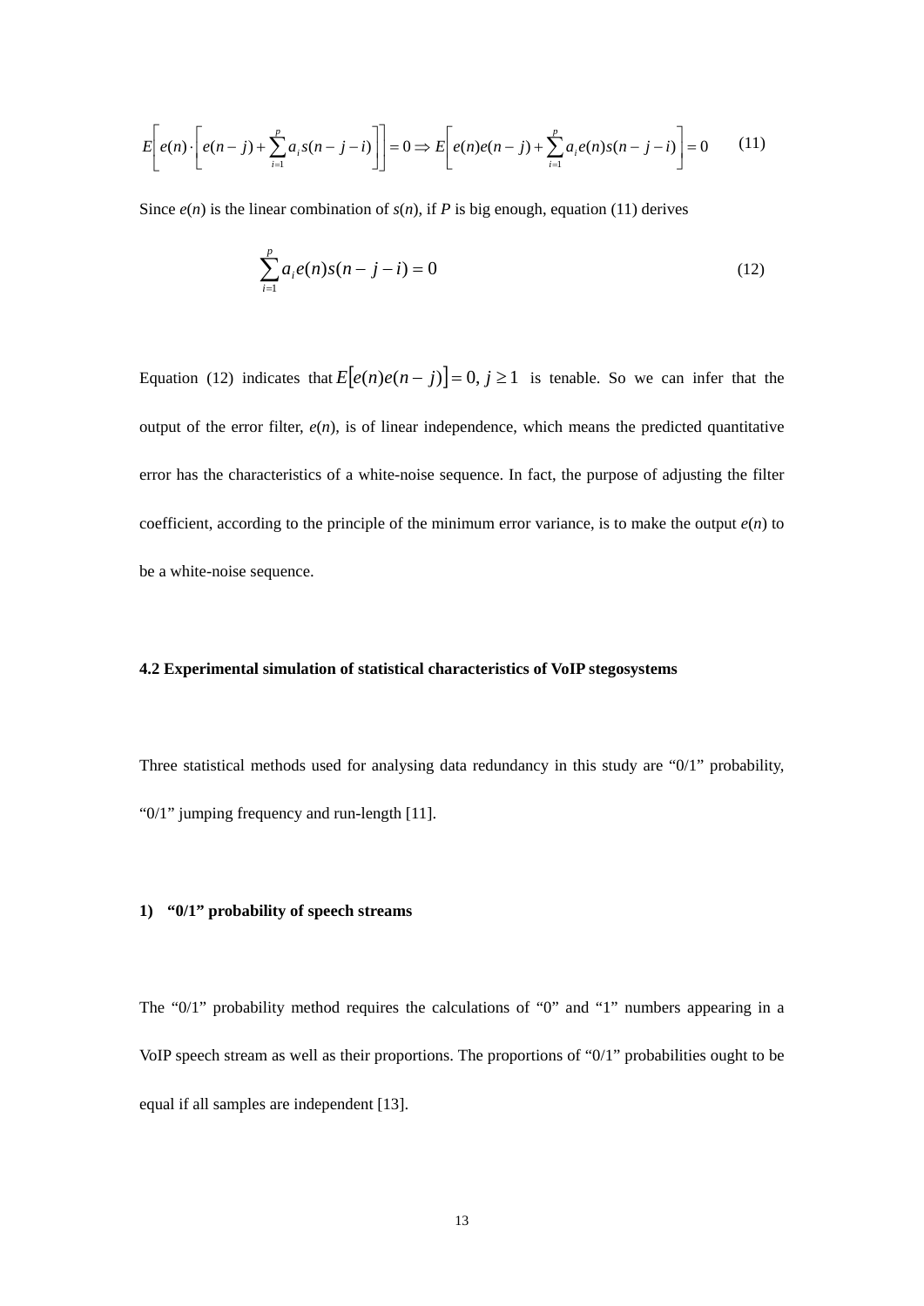$$E\left[e(n)\cdot\left[e(n-j)+\sum_{i=1}^{p}a_i s(n-j-i)\right]\right]=0 \Rightarrow E\left[e(n)e(n-j)+\sum_{i=1}^{p}a_i e(n)s(n-j-i)\right]=0 \qquad (11)$$

Since $e(n)$ is the linear combination of $s(n)$, if $P$ is big enough, equation (11) derives

$$\sum_{i=1}^{p}a_i e(n)s(n-j-i)=0 \qquad (12)$$

Equation (12) indicates that $E[e(n)e(n-j)]=0, j\geq 1$ is tenable. So we can infer that the output of the error filter, $e(n)$, is of linear independence, which means the predicted quantitative error has the characteristics of a white-noise sequence. In fact, the purpose of adjusting the filter coefficient, according to the principle of the minimum error variance, is to make the output $e(n)$ to be a white-noise sequence.

### 4.2 Experimental simulation of statistical characteristics of VoIP stegosystems

Three statistical methods used for analysing data redundancy in this study are "0/1" probability, "0/1" jumping frequency and run-length [11].

#### 1) "0/1" probability of speech streams

The "0/1" probability method requires the calculations of "0" and "1" numbers appearing in a VoIP speech stream as well as their proportions. The proportions of "0/1" probabilities ought to be equal if all samples are independent [13].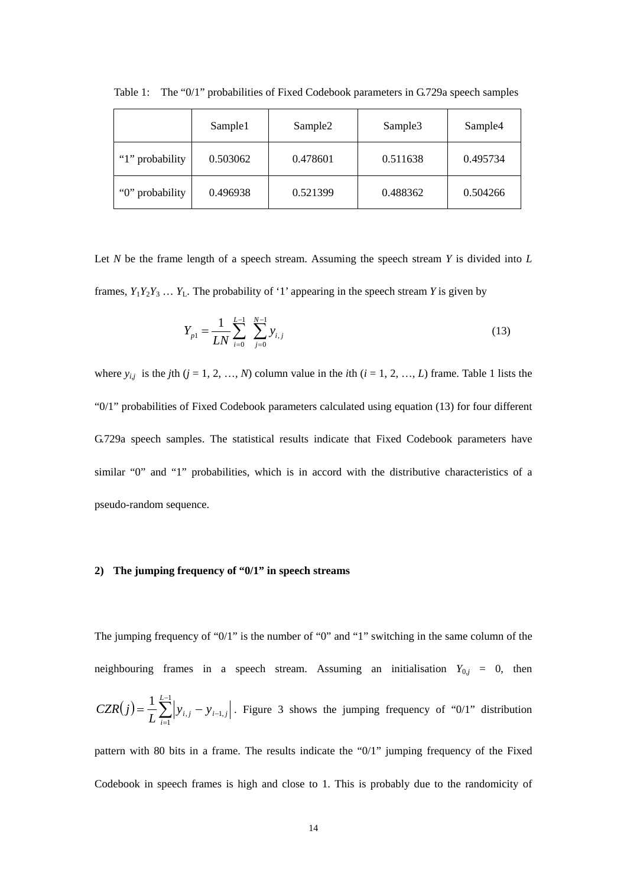Table 1: The “0/1” probabilities of Fixed Codebook parameters in G.729a speech samples

| | Sample1 | Sample2 | Sample3 | Sample4 |
|---|---|---|---|---|
| “1” probability | 0.503062 | 0.478601 | 0.511638 | 0.495734 |
| “0” probability | 0.496938 | 0.521399 | 0.488362 | 0.504266 |

Let $N$ be the frame length of a speech stream. Assuming the speech stream $Y$ is divided into $L$ frames, $Y_1 Y_2 Y_3 \ldots Y_L$. The probability of ‘1’ appearing in the speech stream $Y$ is given by

$$Y_{p1} = \frac{1}{LN} \sum_{i=0}^{L-1} \sum_{j=0}^{N-1} y_{i,j} \tag{13}$$

where $y_{i,j}$ is the $j$th ($j$ = 1, 2, …, $N$) column value in the $i$th ($i$ = 1, 2, …, $L$) frame. Table 1 lists the “0/1” probabilities of Fixed Codebook parameters calculated using equation (13) for four different G.729a speech samples. The statistical results indicate that Fixed Codebook parameters have similar “0” and “1” probabilities, which is in accord with the distributive characteristics of a pseudo-random sequence.

**2) The jumping frequency of “0/1” in speech streams**

The jumping frequency of “0/1” is the number of “0” and “1” switching in the same column of the neighbouring frames in a speech stream. Assuming an initialisation $Y_{0,j}$ = 0, then $CZR(j) = \frac{1}{L} \sum_{i=1}^{L-1} \left| y_{i,j} - y_{i-1,j} \right|$. Figure 3 shows the jumping frequency of “0/1” distribution pattern with 80 bits in a frame. The results indicate the “0/1” jumping frequency of the Fixed Codebook in speech frames is high and close to 1. This is probably due to the randomicity of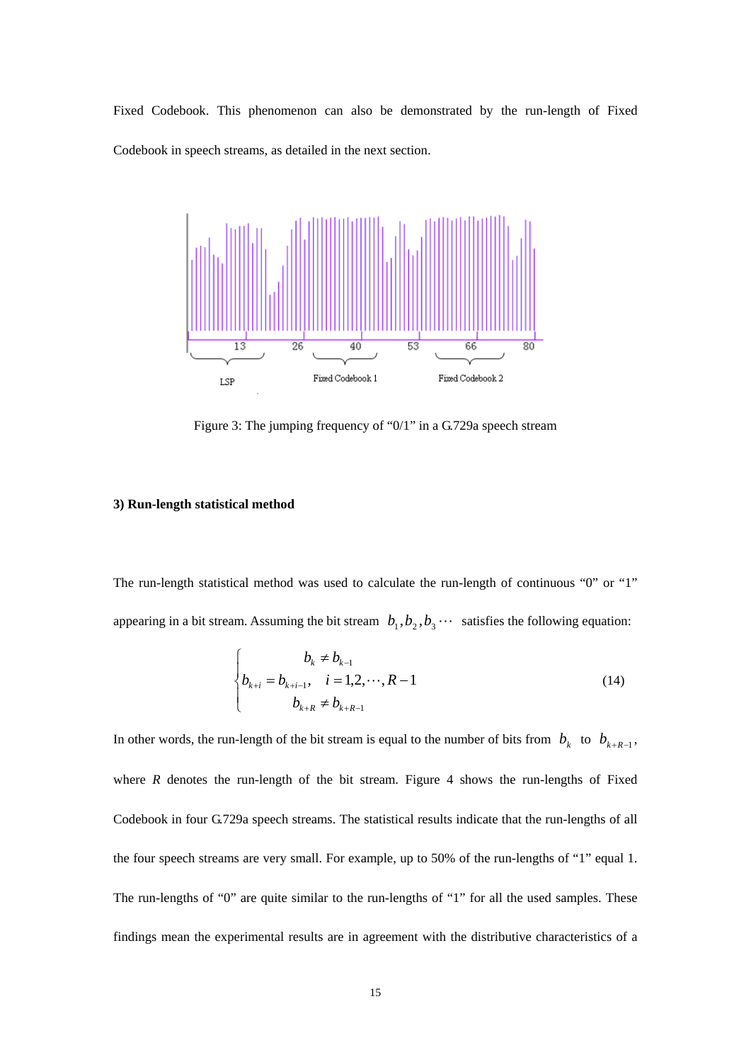Fixed Codebook. This phenomenon can also be demonstrated by the run-length of Fixed Codebook in speech streams, as detailed in the next section.

Figure 3: The jumping frequency of “0/1” in a G.729a speech stream

### 3) Run-length statistical method

The run-length statistical method was used to calculate the run-length of continuous “0” or “1” appearing in a bit stream. Assuming the bit stream $b_1, b_2, b_3 \cdots$ satisfies the following equation:

$$\begin{cases} b_k \neq b_{k-1} \\ b_{k+i} = b_{k+i-1}, \quad i = 1,2,\cdots,R-1 \\ b_{k+R} \neq b_{k+R-1} \end{cases} \tag{14}$$

In other words, the run-length of the bit stream is equal to the number of bits from $b_k$ to $b_{k+R-1}$, where $R$ denotes the run-length of the bit stream. Figure 4 shows the run-lengths of Fixed Codebook in four G.729a speech streams. The statistical results indicate that the run-lengths of all the four speech streams are very small. For example, up to 50% of the run-lengths of “1” equal 1. The run-lengths of “0” are quite similar to the run-lengths of “1” for all the used samples. These findings mean the experimental results are in agreement with the distributive characteristics of a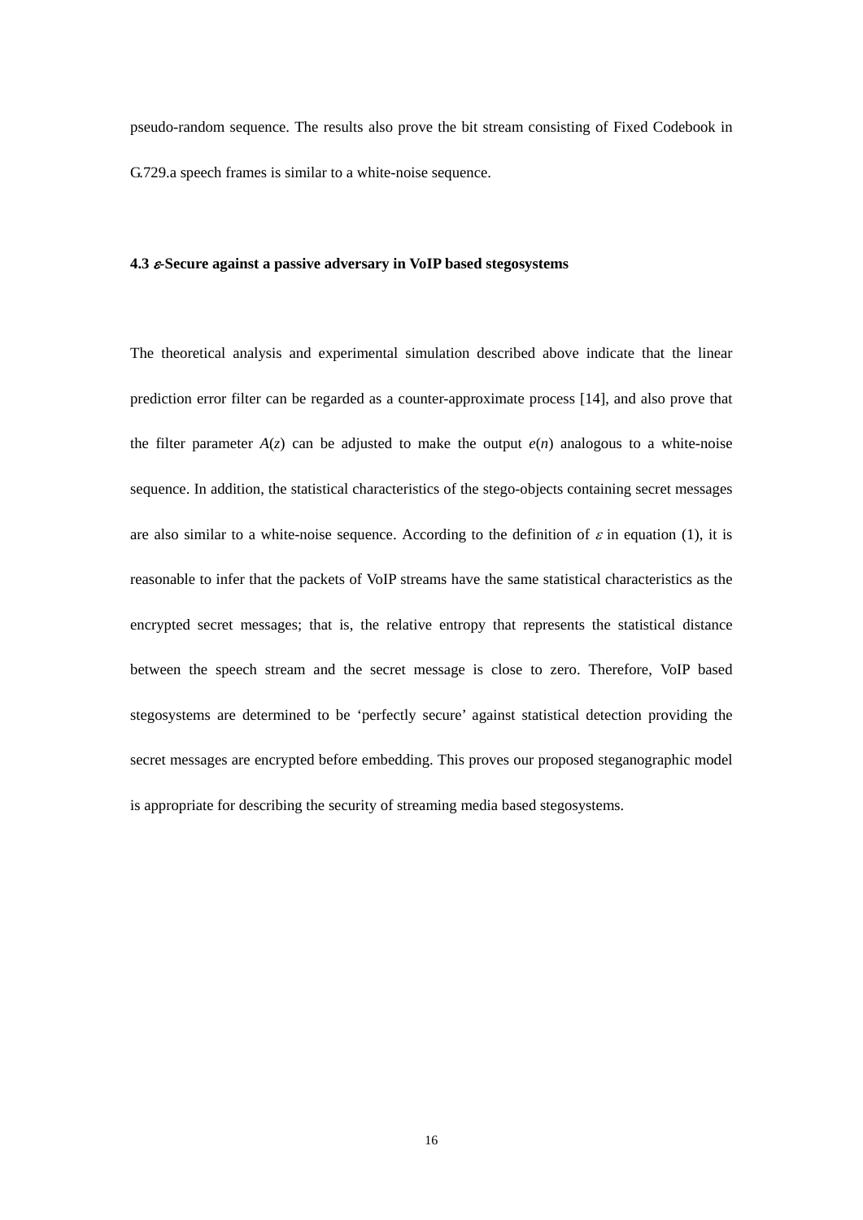pseudo-random sequence. The results also prove the bit stream consisting of Fixed Codebook in G.729.a speech frames is similar to a white-noise sequence.

### 4.3 $\varepsilon$-Secure against a passive adversary in VoIP based stegosystems

The theoretical analysis and experimental simulation described above indicate that the linear prediction error filter can be regarded as a counter-approximate process [14], and also prove that the filter parameter $A(z)$ can be adjusted to make the output $e(n)$ analogous to a white-noise sequence. In addition, the statistical characteristics of the stego-objects containing secret messages are also similar to a white-noise sequence. According to the definition of $\varepsilon$ in equation (1), it is reasonable to infer that the packets of VoIP streams have the same statistical characteristics as the encrypted secret messages; that is, the relative entropy that represents the statistical distance between the speech stream and the secret message is close to zero. Therefore, VoIP based stegosystems are determined to be 'perfectly secure' against statistical detection providing the secret messages are encrypted before embedding. This proves our proposed steganographic model is appropriate for describing the security of streaming media based stegosystems.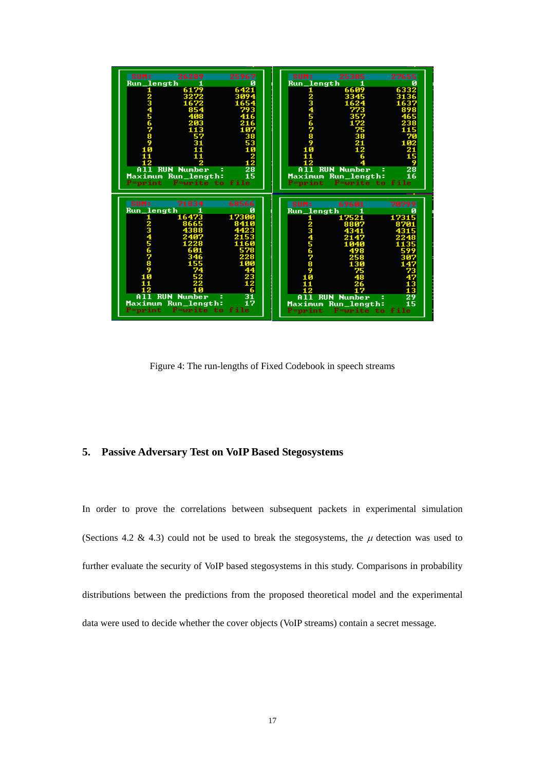| SUM: | 26289 | 25967 |
|---|---|---|
| Run_length | 1 | 0 |
| 1 | 6179 | 6421 |
| 2 | 3272 | 3094 |
| 3 | 1672 | 1654 |
| 4 | 854 | 793 |
| 5 | 408 | 416 |
| 6 | 203 | 216 |
| 7 | 113 | 107 |
| 8 | 57 | 38 |
| 9 | 31 | 53 |
| 10 | 11 | 10 |
| 11 | 11 | 2 |
| 12 | 2 | 12 |
| All RUN Number : | | 28 |
| Maximum Run_length: | | 15 |

P=print F=write to file

| SUM: | 25385 | 27655 |
|---|---|---|
| Run_length | 1 | 0 |
| 1 | 6609 | 6332 |
| 2 | 3345 | 3136 |
| 3 | 1624 | 1637 |
| 4 | 773 | 898 |
| 5 | 357 | 465 |
| 6 | 172 | 238 |
| 7 | 75 | 115 |
| 8 | 38 | 70 |
| 9 | 21 | 102 |
| 10 | 12 | 21 |
| 11 | 6 | 15 |
| 12 | 4 | 9 |
| All RUN Number : | | 28 |
| Maximum Run_length: | | 16 |

P=print F=write to file

| SUM: | 71834 | 68566 |
|---|---|---|
| Run_length | 1 | 0 |
| 1 | 16473 | 17300 |
| 2 | 8665 | 8410 |
| 3 | 4388 | 4423 |
| 4 | 2407 | 2153 |
| 5 | 1228 | 1160 |
| 6 | 601 | 578 |
| 7 | 346 | 228 |
| 8 | 155 | 100 |
| 9 | 74 | 44 |
| 10 | 52 | 23 |
| 11 | 22 | 12 |
| 12 | 10 | 6 |
| All RUN Number : | | 31 |
| Maximum Run_length: | | 17 |

P=print F=write to file

| SUM: | 69601 | 70299 |
|---|---|---|
| Run_length | 1 | 0 |
| 1 | 17521 | 17315 |
| 2 | 8807 | 8701 |
| 3 | 4341 | 4315 |
| 4 | 2147 | 2248 |
| 5 | 1040 | 1135 |
| 6 | 498 | 599 |
| 7 | 258 | 307 |
| 8 | 130 | 147 |
| 9 | 75 | 73 |
| 10 | 48 | 47 |
| 11 | 26 | 13 |
| 12 | 17 | 13 |
| All RUN Number : | | 29 |
| Maximum Run_length: | | 15 |

P=print F=write to file

Figure 4: The run-lengths of Fixed Codebook in speech streams

## 5. Passive Adversary Test on VoIP Based Stegosystems

In order to prove the correlations between subsequent packets in experimental simulation (Sections 4.2 & 4.3) could not be used to break the stegosystems, the $\mu$ detection was used to further evaluate the security of VoIP based stegosystems in this study. Comparisons in probability distributions between the predictions from the proposed theoretical model and the experimental data were used to decide whether the cover objects (VoIP streams) contain a secret message.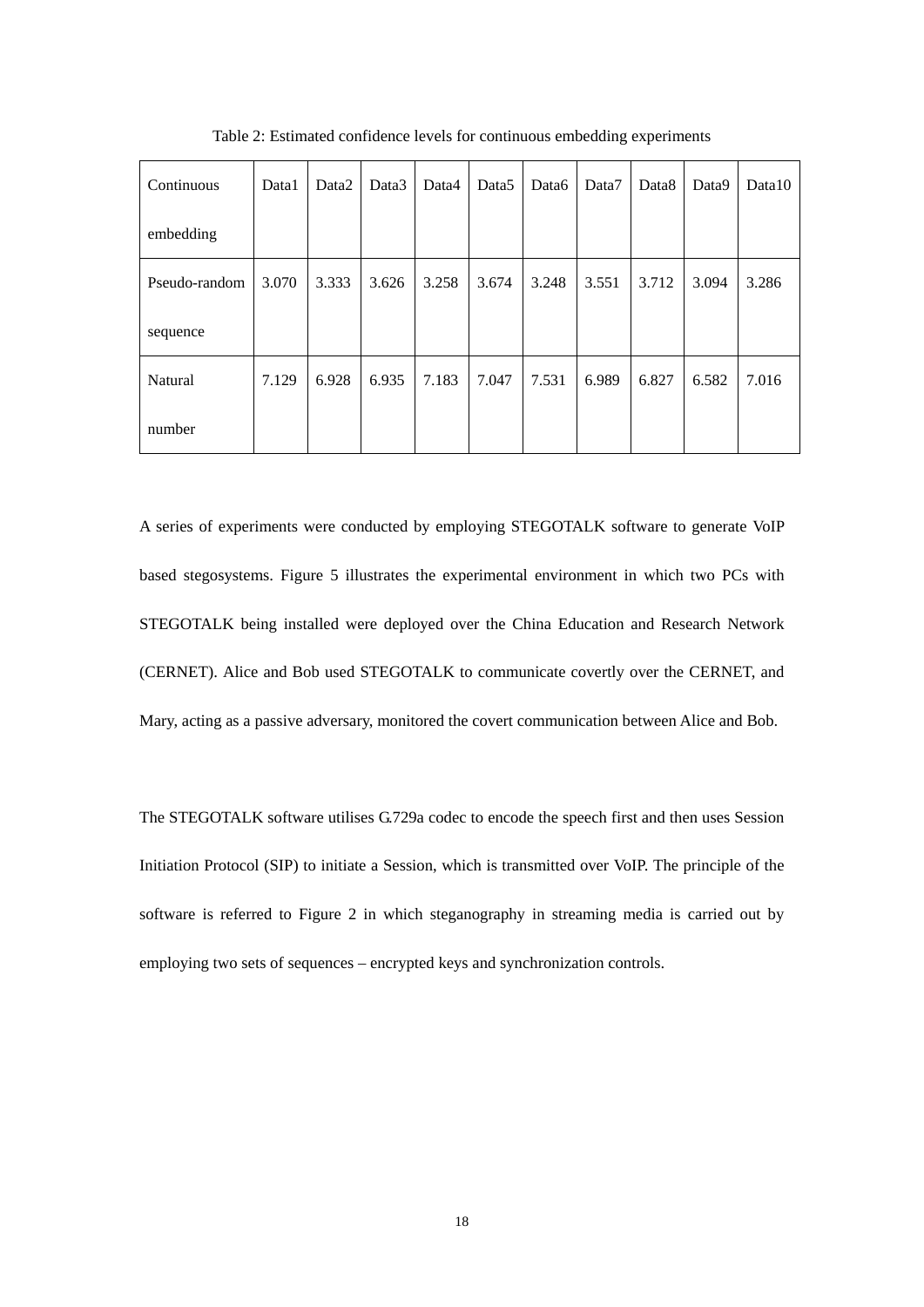Table 2: Estimated confidence levels for continuous embedding experiments

| Continuous embedding | Data1 | Data2 | Data3 | Data4 | Data5 | Data6 | Data7 | Data8 | Data9 | Data10 |
|---|---|---|---|---|---|---|---|---|---|---|
| Pseudo-random sequence | 3.070 | 3.333 | 3.626 | 3.258 | 3.674 | 3.248 | 3.551 | 3.712 | 3.094 | 3.286 |
| Natural number | 7.129 | 6.928 | 6.935 | 7.183 | 7.047 | 7.531 | 6.989 | 6.827 | 6.582 | 7.016 |

A series of experiments were conducted by employing STEGOTALK software to generate VoIP based stegosystems. Figure 5 illustrates the experimental environment in which two PCs with STEGOTALK being installed were deployed over the China Education and Research Network (CERNET). Alice and Bob used STEGOTALK to communicate covertly over the CERNET, and Mary, acting as a passive adversary, monitored the covert communication between Alice and Bob.

The STEGOTALK software utilises G.729a codec to encode the speech first and then uses Session Initiation Protocol (SIP) to initiate a Session, which is transmitted over VoIP. The principle of the software is referred to Figure 2 in which steganography in streaming media is carried out by employing two sets of sequences – encrypted keys and synchronization controls.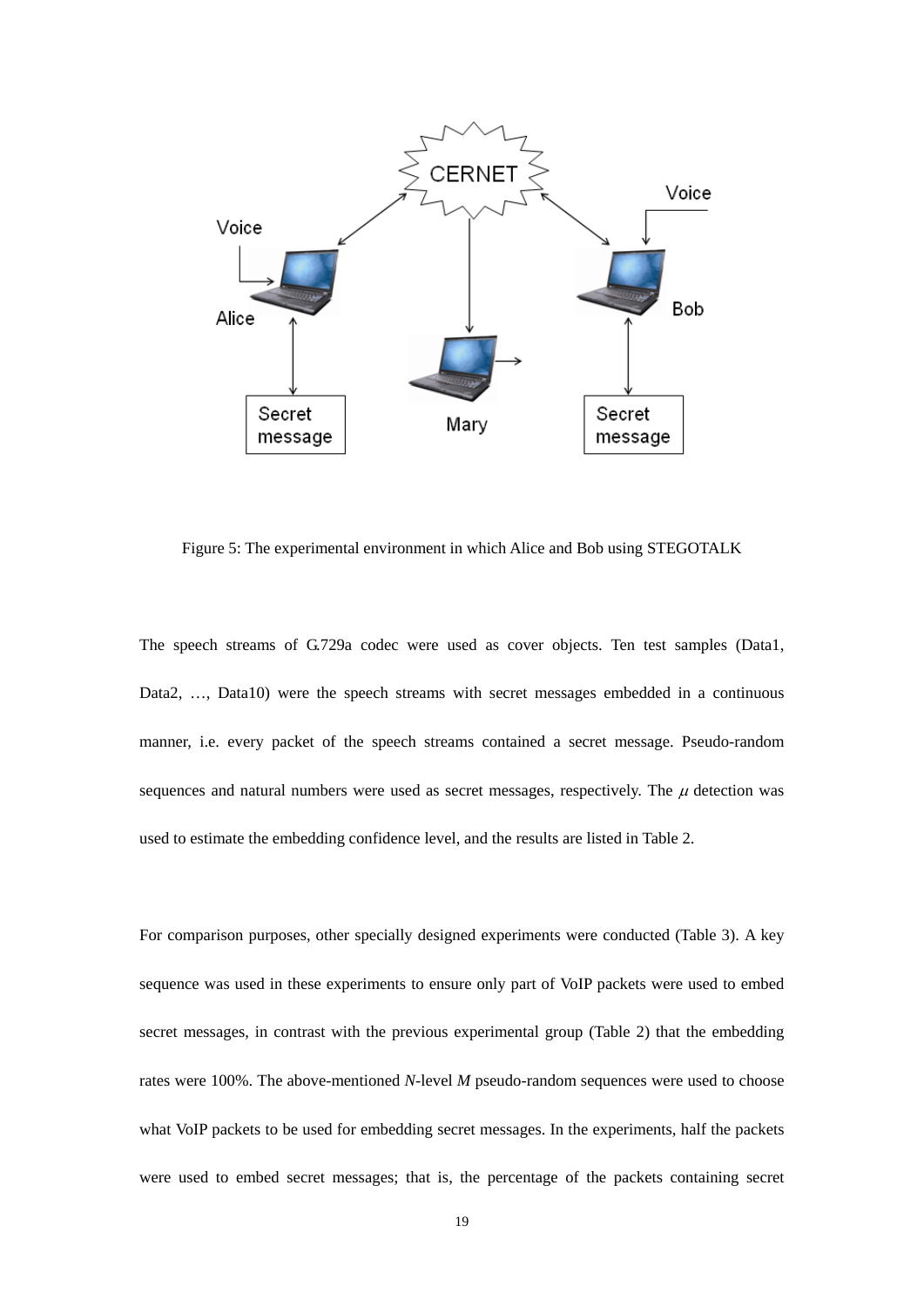Figure 5: The experimental environment in which Alice and Bob using STEGOTALK

The speech streams of G.729a codec were used as cover objects. Ten test samples (Data1, Data2, …, Data10) were the speech streams with secret messages embedded in a continuous manner, i.e. every packet of the speech streams contained a secret message. Pseudo-random sequences and natural numbers were used as secret messages, respectively. The $\mu$ detection was used to estimate the embedding confidence level, and the results are listed in Table 2.

For comparison purposes, other specially designed experiments were conducted (Table 3). A key sequence was used in these experiments to ensure only part of VoIP packets were used to embed secret messages, in contrast with the previous experimental group (Table 2) that the embedding rates were 100%. The above-mentioned $N$-level $M$ pseudo-random sequences were used to choose what VoIP packets to be used for embedding secret messages. In the experiments, half the packets were used to embed secret messages; that is, the percentage of the packets containing secret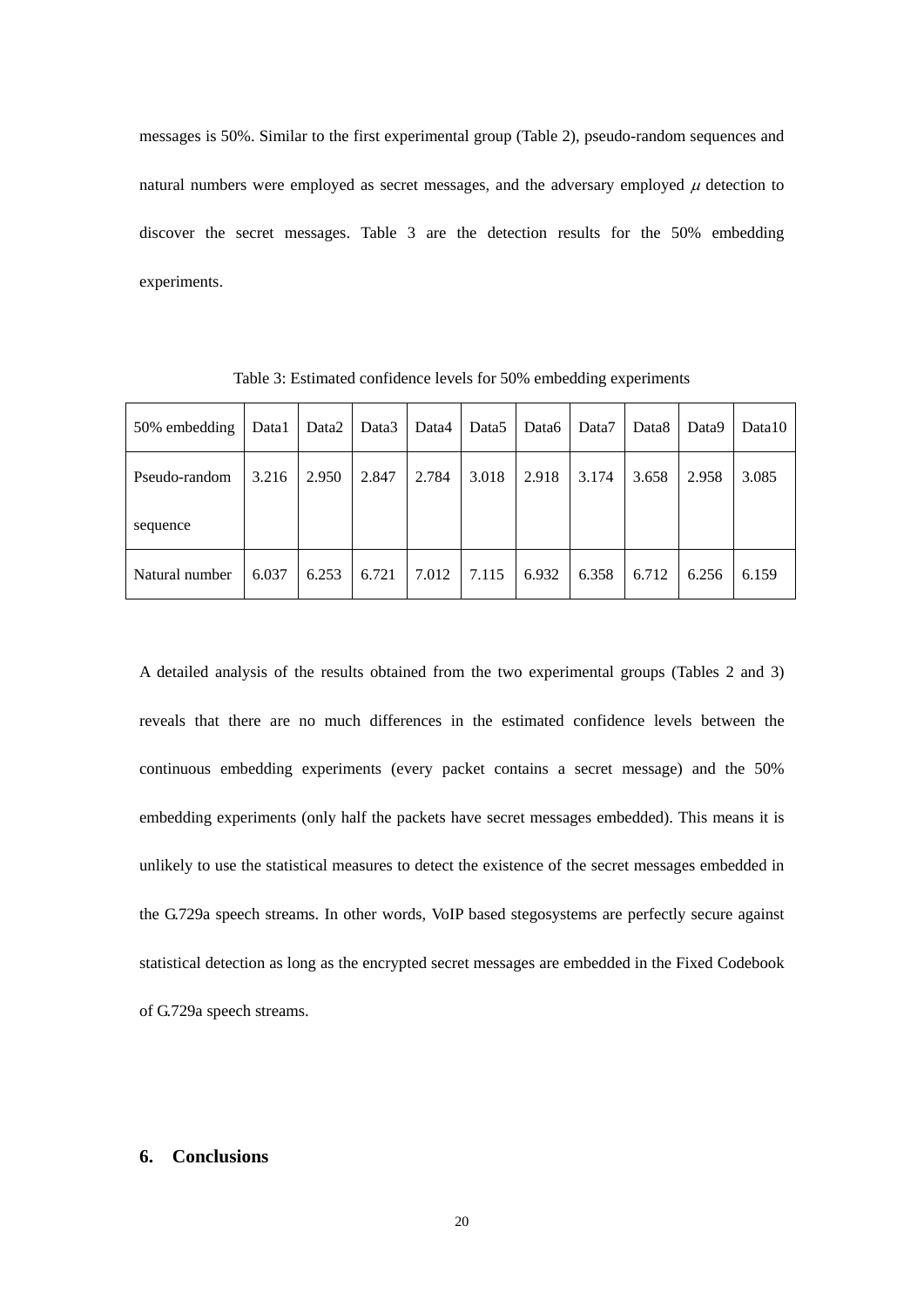messages is 50%. Similar to the first experimental group (Table 2), pseudo-random sequences and natural numbers were employed as secret messages, and the adversary employed $\mu$ detection to discover the secret messages. Table 3 are the detection results for the 50% embedding experiments.

Table 3: Estimated confidence levels for 50% embedding experiments

| 50% embedding | Data1 | Data2 | Data3 | Data4 | Data5 | Data6 | Data7 | Data8 | Data9 | Data10 |
|---|---|---|---|---|---|---|---|---|---|---|
| Pseudo-random sequence | 3.216 | 2.950 | 2.847 | 2.784 | 3.018 | 2.918 | 3.174 | 3.658 | 2.958 | 3.085 |
| Natural number | 6.037 | 6.253 | 6.721 | 7.012 | 7.115 | 6.932 | 6.358 | 6.712 | 6.256 | 6.159 |

A detailed analysis of the results obtained from the two experimental groups (Tables 2 and 3) reveals that there are no much differences in the estimated confidence levels between the continuous embedding experiments (every packet contains a secret message) and the 50% embedding experiments (only half the packets have secret messages embedded). This means it is unlikely to use the statistical measures to detect the existence of the secret messages embedded in the G.729a speech streams. In other words, VoIP based stegosystems are perfectly secure against statistical detection as long as the encrypted secret messages are embedded in the Fixed Codebook of G.729a speech streams.

## 6. Conclusions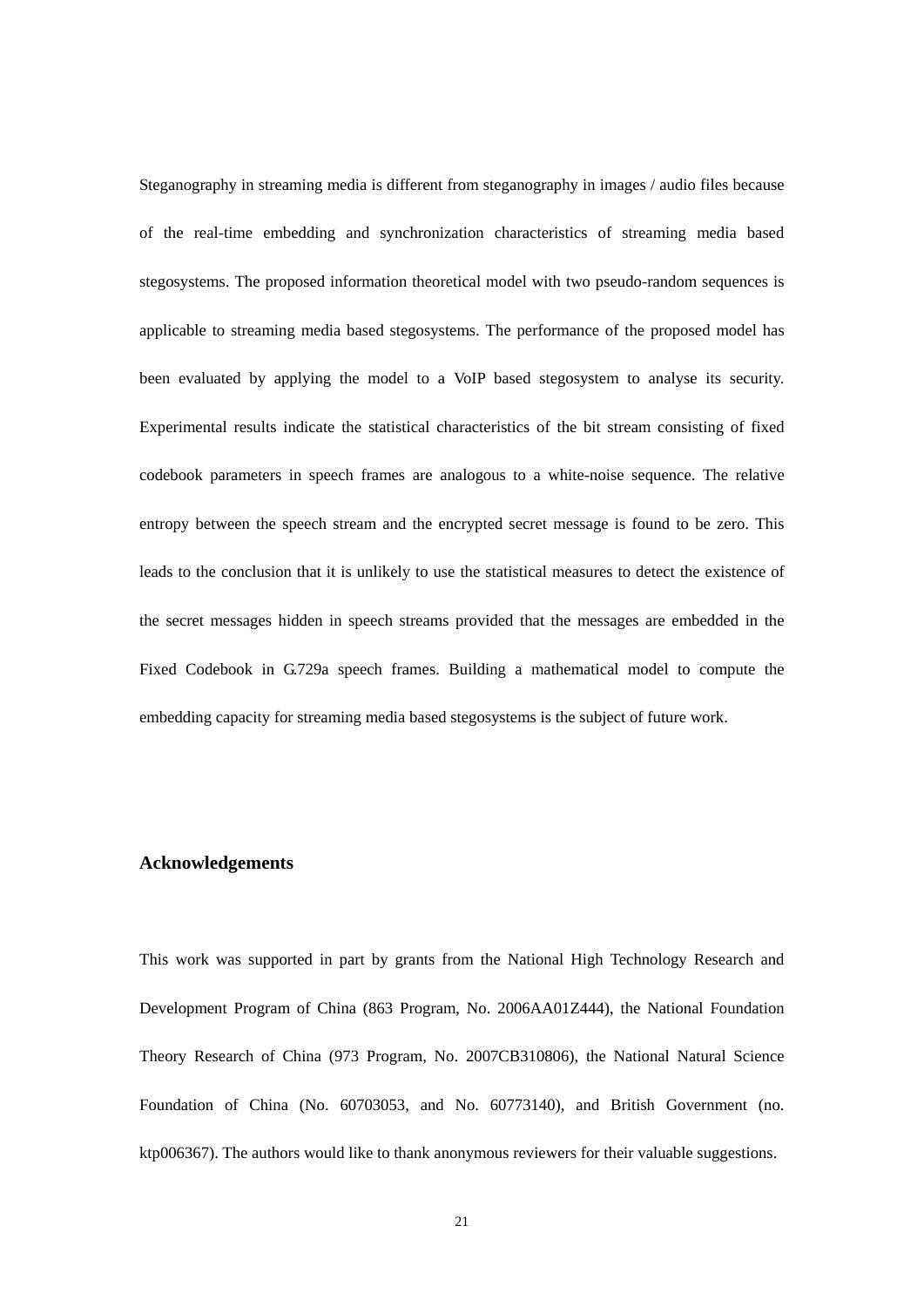Steganography in streaming media is different from steganography in images / audio files because of the real-time embedding and synchronization characteristics of streaming media based stegosystems. The proposed information theoretical model with two pseudo-random sequences is applicable to streaming media based stegosystems. The performance of the proposed model has been evaluated by applying the model to a VoIP based stegosystem to analyse its security. Experimental results indicate the statistical characteristics of the bit stream consisting of fixed codebook parameters in speech frames are analogous to a white-noise sequence. The relative entropy between the speech stream and the encrypted secret message is found to be zero. This leads to the conclusion that it is unlikely to use the statistical measures to detect the existence of the secret messages hidden in speech streams provided that the messages are embedded in the Fixed Codebook in G.729a speech frames. Building a mathematical model to compute the embedding capacity for streaming media based stegosystems is the subject of future work.

## Acknowledgements

This work was supported in part by grants from the National High Technology Research and Development Program of China (863 Program, No. 2006AA01Z444), the National Foundation Theory Research of China (973 Program, No. 2007CB310806), the National Natural Science Foundation of China (No. 60703053, and No. 60773140), and British Government (no. ktp006367). The authors would like to thank anonymous reviewers for their valuable suggestions.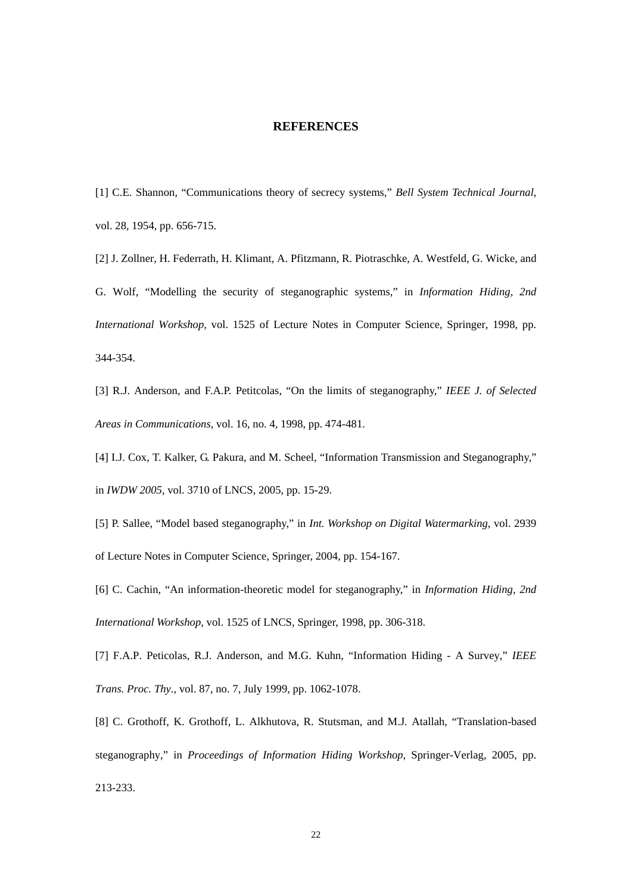## REFERENCES

[1] C.E. Shannon, "Communications theory of secrecy systems," *Bell System Technical Journal*, vol. 28, 1954, pp. 656-715.

[2] J. Zollner, H. Federrath, H. Klimant, A. Pfitzmann, R. Piotraschke, A. Westfeld, G. Wicke, and G. Wolf, "Modelling the security of steganographic systems," in *Information Hiding, 2nd International Workshop*, vol. 1525 of Lecture Notes in Computer Science, Springer, 1998, pp. 344-354.

[3] R.J. Anderson, and F.A.P. Petitcolas, "On the limits of steganography," *IEEE J. of Selected Areas in Communications*, vol. 16, no. 4, 1998, pp. 474-481.

[4] I.J. Cox, T. Kalker, G. Pakura, and M. Scheel, "Information Transmission and Steganography," in *IWDW 2005*, vol. 3710 of LNCS, 2005, pp. 15-29.

[5] P. Sallee, "Model based steganography," in *Int. Workshop on Digital Watermarking*, vol. 2939 of Lecture Notes in Computer Science, Springer, 2004, pp. 154-167.

[6] C. Cachin, "An information-theoretic model for steganography," in *Information Hiding, 2nd International Workshop*, vol. 1525 of LNCS, Springer, 1998, pp. 306-318.

[7] F.A.P. Peticolas, R.J. Anderson, and M.G. Kuhn, "Information Hiding - A Survey," *IEEE Trans. Proc. Thy.*, vol. 87, no. 7, July 1999, pp. 1062-1078.

[8] C. Grothoff, K. Grothoff, L. Alkhutova, R. Stutsman, and M.J. Atallah, "Translation-based steganography," in *Proceedings of Information Hiding Workshop*, Springer-Verlag, 2005, pp. 213-233.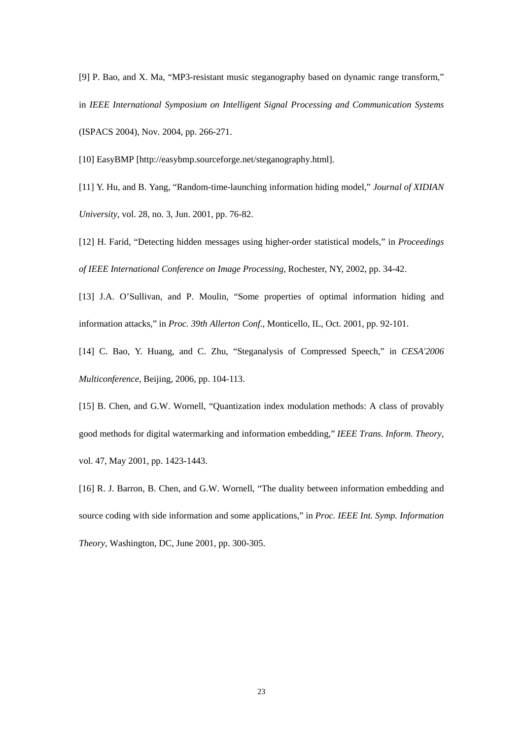[9] P. Bao, and X. Ma, “MP3-resistant music steganography based on dynamic range transform,” in *IEEE International Symposium on Intelligent Signal Processing and Communication Systems* (ISPACS 2004), Nov. 2004, pp. 266-271.

[10] EasyBMP [http://easybmp.sourceforge.net/steganography.html].

[11] Y. Hu, and B. Yang, “Random-time-launching information hiding model,” *Journal of XIDIAN University*, vol. 28, no. 3, Jun. 2001, pp. 76-82.

[12] H. Farid, “Detecting hidden messages using higher-order statistical models,” in *Proceedings of IEEE International Conference on Image Processing*, Rochester, NY, 2002, pp. 34-42.

[13] J.A. O’Sullivan, and P. Moulin, “Some properties of optimal information hiding and information attacks,” in *Proc. 39th Allerton Conf.*, Monticello, IL, Oct. 2001, pp. 92-101.

[14] C. Bao, Y. Huang, and C. Zhu, “Steganalysis of Compressed Speech,” in *CESA'2006 Multiconference*, Beijing, 2006, pp. 104-113.

[15] B. Chen, and G.W. Wornell, “Quantization index modulation methods: A class of provably good methods for digital watermarking and information embedding,” *IEEE Trans. Inform. Theory*, vol. 47, May 2001, pp. 1423-1443.

[16] R. J. Barron, B. Chen, and G.W. Wornell, “The duality between information embedding and source coding with side information and some applications,” in *Proc. IEEE Int. Symp. Information Theory*, Washington, DC, June 2001, pp. 300-305.